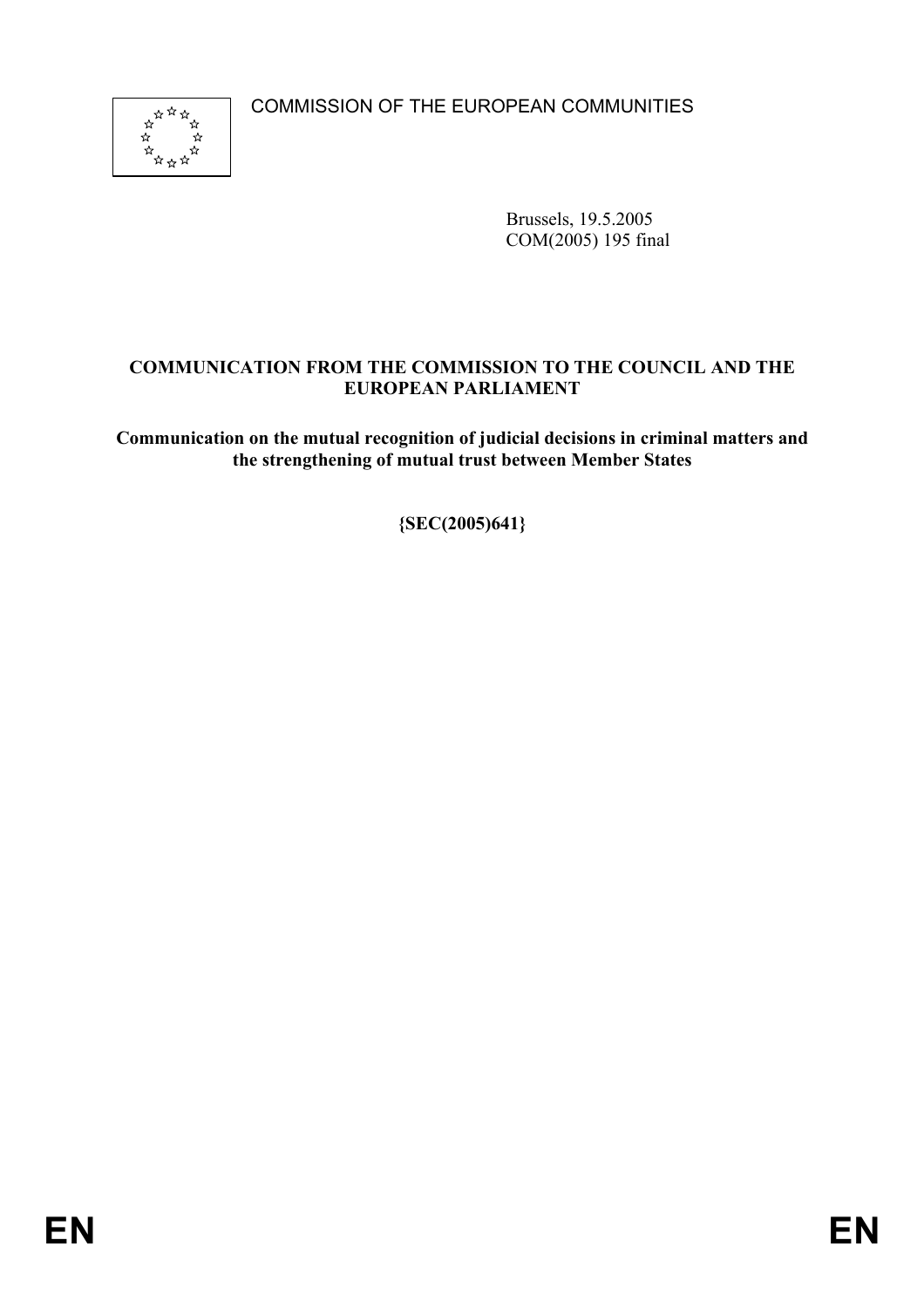COMMISSION OF THE EUROPEAN COMMUNITIES

Brussels, 19.5.2005
COM(2005) 195 final

**COMMUNICATION FROM THE COMMISSION TO THE COUNCIL AND THE EUROPEAN PARLIAMENT**

**Communication on the mutual recognition of judicial decisions in criminal matters and the strengthening of mutual trust between Member States**

**{SEC(2005)641}**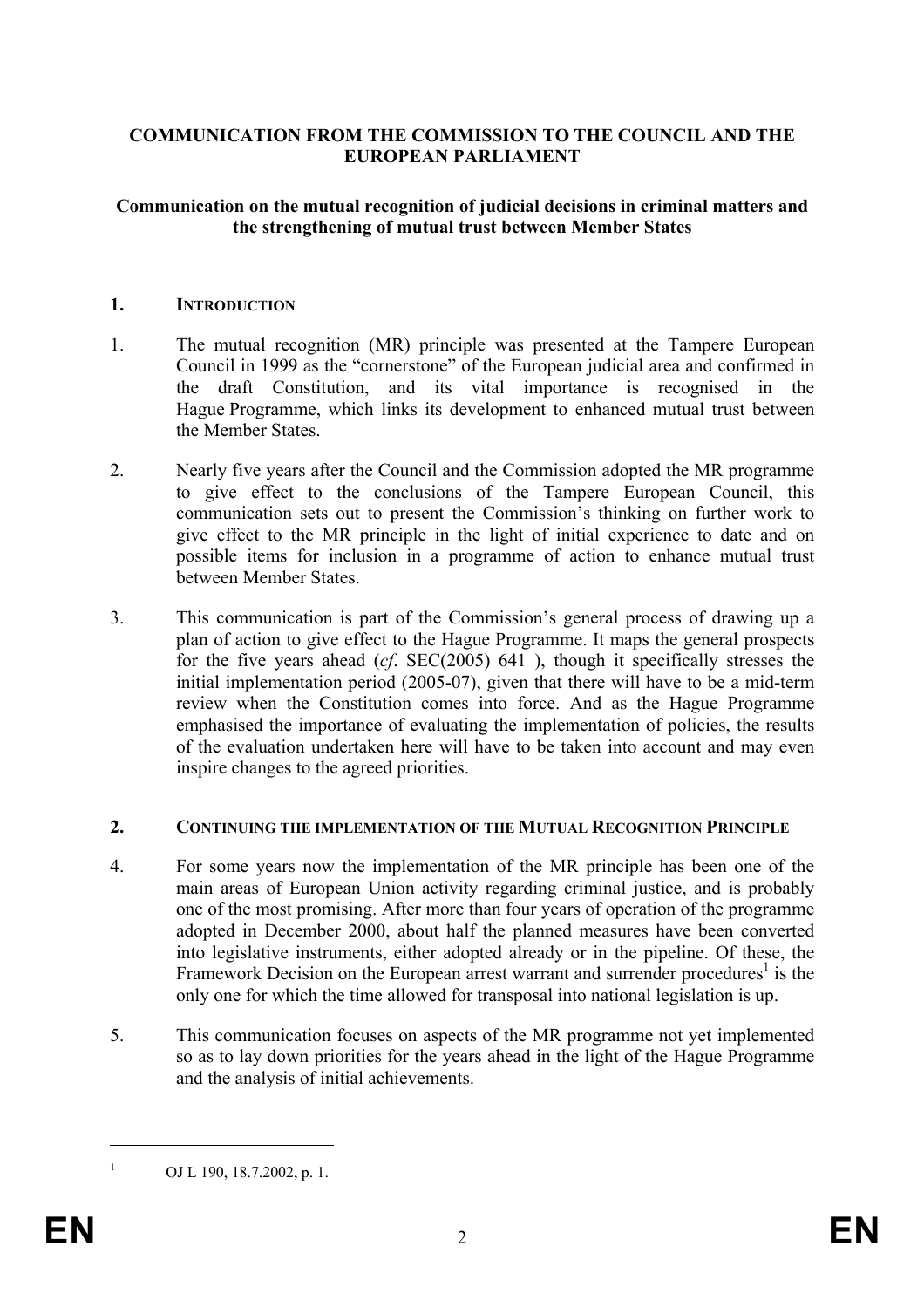**COMMUNICATION FROM THE COMMISSION TO THE COUNCIL AND THE EUROPEAN PARLIAMENT**

**Communication on the mutual recognition of judicial decisions in criminal matters and the strengthening of mutual trust between Member States**

## 1. INTRODUCTION

1. The mutual recognition (MR) principle was presented at the Tampere European Council in 1999 as the "cornerstone" of the European judicial area and confirmed in the draft Constitution, and its vital importance is recognised in the Hague Programme, which links its development to enhanced mutual trust between the Member States.

2. Nearly five years after the Council and the Commission adopted the MR programme to give effect to the conclusions of the Tampere European Council, this communication sets out to present the Commission's thinking on further work to give effect to the MR principle in the light of initial experience to date and on possible items for inclusion in a programme of action to enhance mutual trust between Member States.

3. This communication is part of the Commission's general process of drawing up a plan of action to give effect to the Hague Programme. It maps the general prospects for the five years ahead (*cf*. SEC(2005) 641 ), though it specifically stresses the initial implementation period (2005-07), given that there will have to be a mid-term review when the Constitution comes into force. And as the Hague Programme emphasised the importance of evaluating the implementation of policies, the results of the evaluation undertaken here will have to be taken into account and may even inspire changes to the agreed priorities.

## 2. CONTINUING THE IMPLEMENTATION OF THE MUTUAL RECOGNITION PRINCIPLE

4. For some years now the implementation of the MR principle has been one of the main areas of European Union activity regarding criminal justice, and is probably one of the most promising. After more than four years of operation of the programme adopted in December 2000, about half the planned measures have been converted into legislative instruments, either adopted already or in the pipeline. Of these, the Framework Decision on the European arrest warrant and surrender procedures[1] is the only one for which the time allowed for transposal into national legislation is up.

5. This communication focuses on aspects of the MR programme not yet implemented so as to lay down priorities for the years ahead in the light of the Hague Programme and the analysis of initial achievements.

---

[1] OJ L 190, 18.7.2002, p. 1.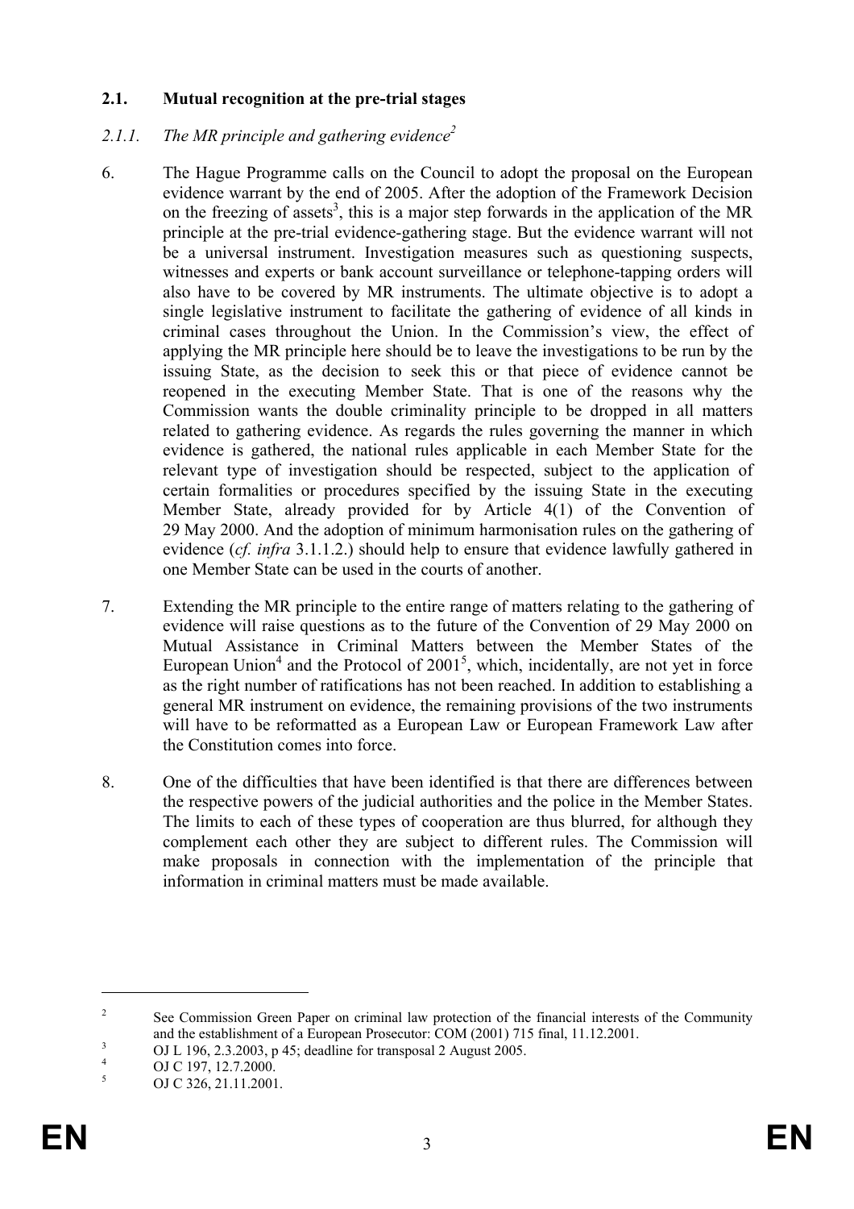### 2.1. Mutual recognition at the pre-trial stages

#### *2.1.1. The MR principle and gathering evidence*[2]

6. The Hague Programme calls on the Council to adopt the proposal on the European evidence warrant by the end of 2005. After the adoption of the Framework Decision on the freezing of assets[3], this is a major step forwards in the application of the MR principle at the pre-trial evidence-gathering stage. But the evidence warrant will not be a universal instrument. Investigation measures such as questioning suspects, witnesses and experts or bank account surveillance or telephone-tapping orders will also have to be covered by MR instruments. The ultimate objective is to adopt a single legislative instrument to facilitate the gathering of evidence of all kinds in criminal cases throughout the Union. In the Commission's view, the effect of applying the MR principle here should be to leave the investigations to be run by the issuing State, as the decision to seek this or that piece of evidence cannot be reopened in the executing Member State. That is one of the reasons why the Commission wants the double criminality principle to be dropped in all matters related to gathering evidence. As regards the rules governing the manner in which evidence is gathered, the national rules applicable in each Member State for the relevant type of investigation should be respected, subject to the application of certain formalities or procedures specified by the issuing State in the executing Member State, already provided for by Article 4(1) of the Convention of 29 May 2000. And the adoption of minimum harmonisation rules on the gathering of evidence (*cf. infra* 3.1.1.2.) should help to ensure that evidence lawfully gathered in one Member State can be used in the courts of another.

7. Extending the MR principle to the entire range of matters relating to the gathering of evidence will raise questions as to the future of the Convention of 29 May 2000 on Mutual Assistance in Criminal Matters between the Member States of the European Union[4] and the Protocol of 2001[5], which, incidentally, are not yet in force as the right number of ratifications has not been reached. In addition to establishing a general MR instrument on evidence, the remaining provisions of the two instruments will have to be reformatted as a European Law or European Framework Law after the Constitution comes into force.

8. One of the difficulties that have been identified is that there are differences between the respective powers of the judicial authorities and the police in the Member States. The limits to each of these types of cooperation are thus blurred, for although they complement each other they are subject to different rules. The Commission will make proposals in connection with the implementation of the principle that information in criminal matters must be made available.

---

[2] See Commission Green Paper on criminal law protection of the financial interests of the Community and the establishment of a European Prosecutor: COM (2001) 715 final, 11.12.2001.

[3] OJ L 196, 2.3.2003, p 45; deadline for transposal 2 August 2005.

[4] OJ C 197, 12.7.2000.

[5] OJ C 326, 21.11.2001.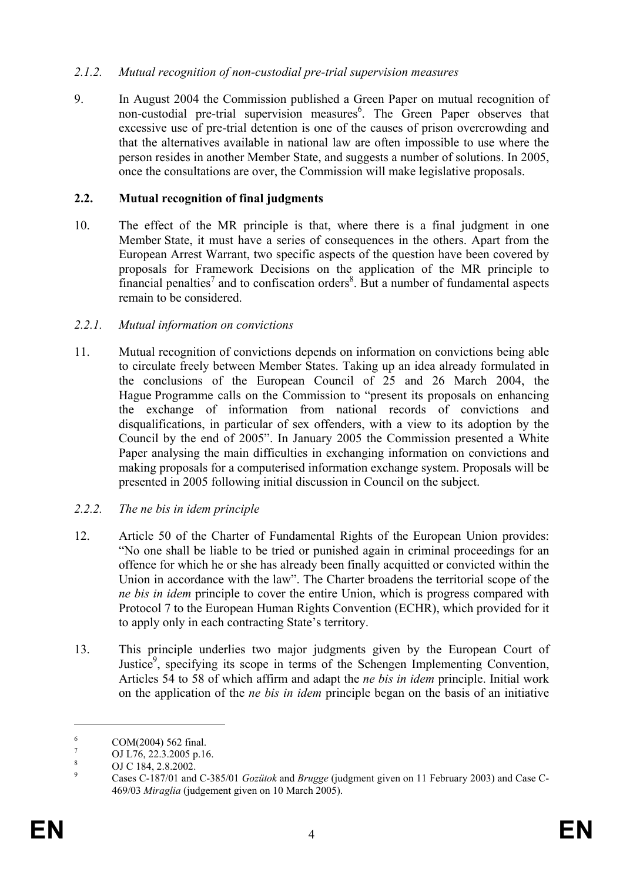#### *2.1.2. Mutual recognition of non-custodial pre-trial supervision measures*

9. In August 2004 the Commission published a Green Paper on mutual recognition of non-custodial pre-trial supervision measures[6]. The Green Paper observes that excessive use of pre-trial detention is one of the causes of prison overcrowding and that the alternatives available in national law are often impossible to use where the person resides in another Member State, and suggests a number of solutions. In 2005, once the consultations are over, the Commission will make legislative proposals.

### 2.2. Mutual recognition of final judgments

10. The effect of the MR principle is that, where there is a final judgment in one Member State, it must have a series of consequences in the others. Apart from the European Arrest Warrant, two specific aspects of the question have been covered by proposals for Framework Decisions on the application of the MR principle to financial penalties[7] and to confiscation orders[8]. But a number of fundamental aspects remain to be considered.

#### *2.2.1. Mutual information on convictions*

11. Mutual recognition of convictions depends on information on convictions being able to circulate freely between Member States. Taking up an idea already formulated in the conclusions of the European Council of 25 and 26 March 2004, the Hague Programme calls on the Commission to "present its proposals on enhancing the exchange of information from national records of convictions and disqualifications, in particular of sex offenders, with a view to its adoption by the Council by the end of 2005". In January 2005 the Commission presented a White Paper analysing the main difficulties in exchanging information on convictions and making proposals for a computerised information exchange system. Proposals will be presented in 2005 following initial discussion in Council on the subject.

#### *2.2.2. The ne bis in idem principle*

12. Article 50 of the Charter of Fundamental Rights of the European Union provides: "No one shall be liable to be tried or punished again in criminal proceedings for an offence for which he or she has already been finally acquitted or convicted within the Union in accordance with the law". The Charter broadens the territorial scope of the *ne bis in idem* principle to cover the entire Union, which is progress compared with Protocol 7 to the European Human Rights Convention (ECHR), which provided for it to apply only in each contracting State's territory.

13. This principle underlies two major judgments given by the European Court of Justice[9], specifying its scope in terms of the Schengen Implementing Convention, Articles 54 to 58 of which affirm and adapt the *ne bis in idem* principle. Initial work on the application of the *ne bis in idem* principle began on the basis of an initiative

---

[6] COM(2004) 562 final.

[7] OJ L76, 22.3.2005 p.16.

[8] OJ C 184, 2.8.2002.

[9] Cases C-187/01 and C-385/01 *Gozütok* and *Brugge* (judgment given on 11 February 2003) and Case C-469/03 *Miraglia* (judgement given on 10 March 2005).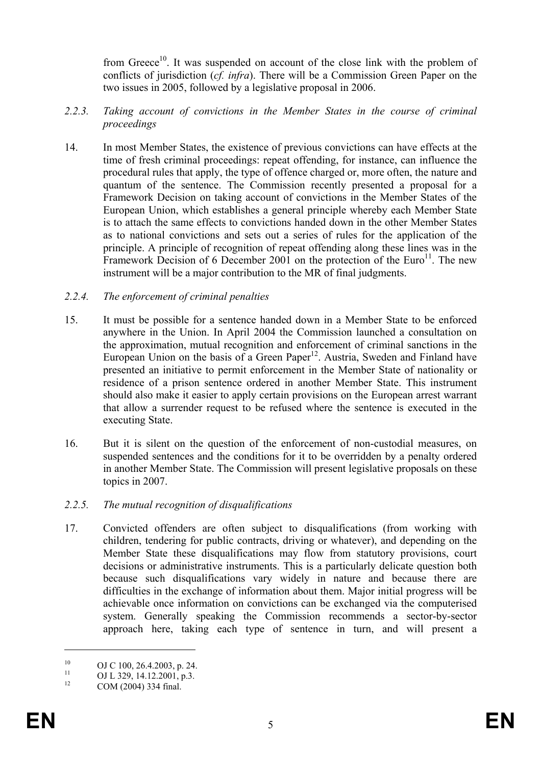from Greece[10]. It was suspended on account of the close link with the problem of conflicts of jurisdiction (*cf. infra*). There will be a Commission Green Paper on the two issues in 2005, followed by a legislative proposal in 2006.

### 2.2.3. *Taking account of convictions in the Member States in the course of criminal proceedings*

14. In most Member States, the existence of previous convictions can have effects at the time of fresh criminal proceedings: repeat offending, for instance, can influence the procedural rules that apply, the type of offence charged or, more often, the nature and quantum of the sentence. The Commission recently presented a proposal for a Framework Decision on taking account of convictions in the Member States of the European Union, which establishes a general principle whereby each Member State is to attach the same effects to convictions handed down in the other Member States as to national convictions and sets out a series of rules for the application of the principle. A principle of recognition of repeat offending along these lines was in the Framework Decision of 6 December 2001 on the protection of the Euro[11]. The new instrument will be a major contribution to the MR of final judgments.

### 2.2.4. *The enforcement of criminal penalties*

15. It must be possible for a sentence handed down in a Member State to be enforced anywhere in the Union. In April 2004 the Commission launched a consultation on the approximation, mutual recognition and enforcement of criminal sanctions in the European Union on the basis of a Green Paper[12]. Austria, Sweden and Finland have presented an initiative to permit enforcement in the Member State of nationality or residence of a prison sentence ordered in another Member State. This instrument should also make it easier to apply certain provisions on the European arrest warrant that allow a surrender request to be refused where the sentence is executed in the executing State.

16. But it is silent on the question of the enforcement of non-custodial measures, on suspended sentences and the conditions for it to be overridden by a penalty ordered in another Member State. The Commission will present legislative proposals on these topics in 2007.

### 2.2.5. *The mutual recognition of disqualifications*

17. Convicted offenders are often subject to disqualifications (from working with children, tendering for public contracts, driving or whatever), and depending on the Member State these disqualifications may flow from statutory provisions, court decisions or administrative instruments. This is a particularly delicate question both because such disqualifications vary widely in nature and because there are difficulties in the exchange of information about them. Major initial progress will be achievable once information on convictions can be exchanged via the computerised system. Generally speaking the Commission recommends a sector-by-sector approach here, taking each type of sentence in turn, and will present a

---

[10] OJ C 100, 26.4.2003, p. 24.

[11] OJ L 329, 14.12.2001, p.3.

[12] COM (2004) 334 final.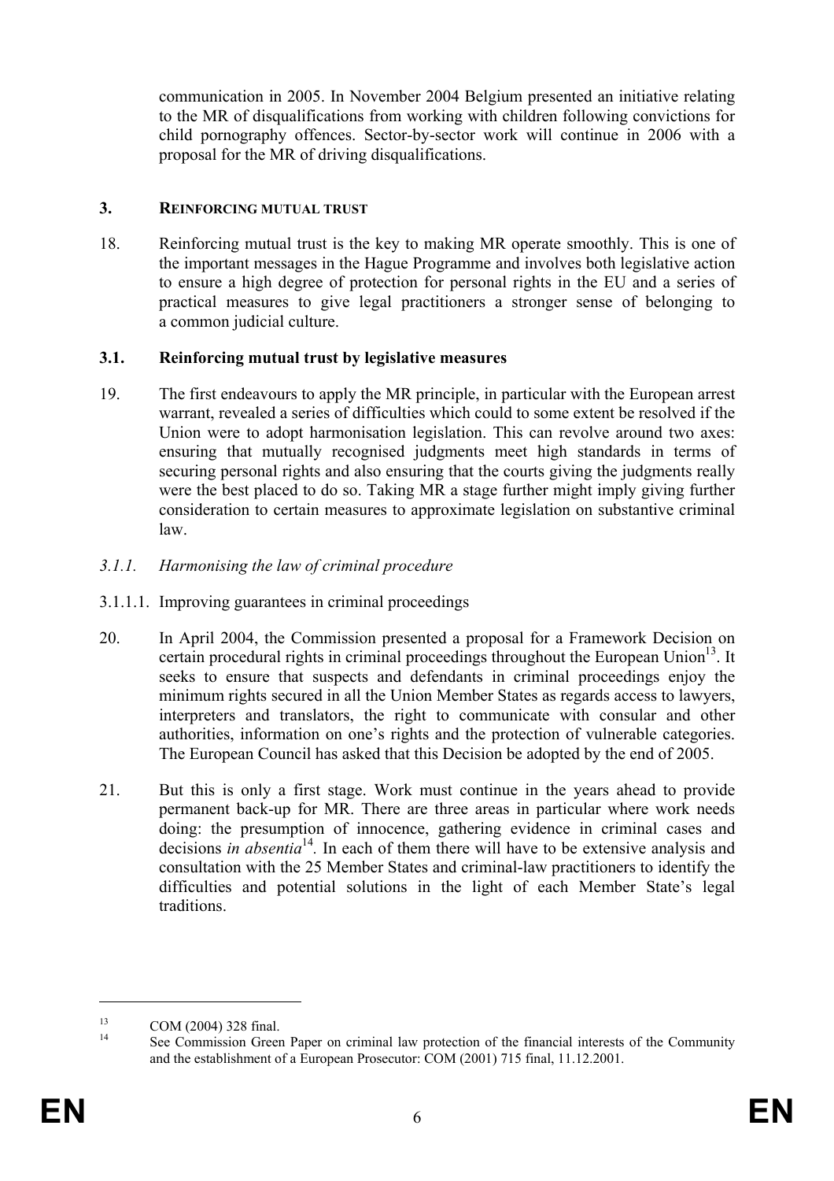communication in 2005. In November 2004 Belgium presented an initiative relating to the MR of disqualifications from working with children following convictions for child pornography offences. Sector-by-sector work will continue in 2006 with a proposal for the MR of driving disqualifications.

## 3. REINFORCING MUTUAL TRUST

18. Reinforcing mutual trust is the key to making MR operate smoothly. This is one of the important messages in the Hague Programme and involves both legislative action to ensure a high degree of protection for personal rights in the EU and a series of practical measures to give legal practitioners a stronger sense of belonging to a common judicial culture.

### 3.1. Reinforcing mutual trust by legislative measures

19. The first endeavours to apply the MR principle, in particular with the European arrest warrant, revealed a series of difficulties which could to some extent be resolved if the Union were to adopt harmonisation legislation. This can revolve around two axes: ensuring that mutually recognised judgments meet high standards in terms of securing personal rights and also ensuring that the courts giving the judgments really were the best placed to do so. Taking MR a stage further might imply giving further consideration to certain measures to approximate legislation on substantive criminal law.

#### *3.1.1. Harmonising the law of criminal procedure*

##### 3.1.1.1. Improving guarantees in criminal proceedings

20. In April 2004, the Commission presented a proposal for a Framework Decision on certain procedural rights in criminal proceedings throughout the European Union[13]. It seeks to ensure that suspects and defendants in criminal proceedings enjoy the minimum rights secured in all the Union Member States as regards access to lawyers, interpreters and translators, the right to communicate with consular and other authorities, information on one's rights and the protection of vulnerable categories. The European Council has asked that this Decision be adopted by the end of 2005.

21. But this is only a first stage. Work must continue in the years ahead to provide permanent back-up for MR. There are three areas in particular where work needs doing: the presumption of innocence, gathering evidence in criminal cases and decisions *in absentia*[14]. In each of them there will have to be extensive analysis and consultation with the 25 Member States and criminal-law practitioners to identify the difficulties and potential solutions in the light of each Member State's legal traditions.

---

[13] COM (2004) 328 final.

[14] See Commission Green Paper on criminal law protection of the financial interests of the Community and the establishment of a European Prosecutor: COM (2001) 715 final, 11.12.2001.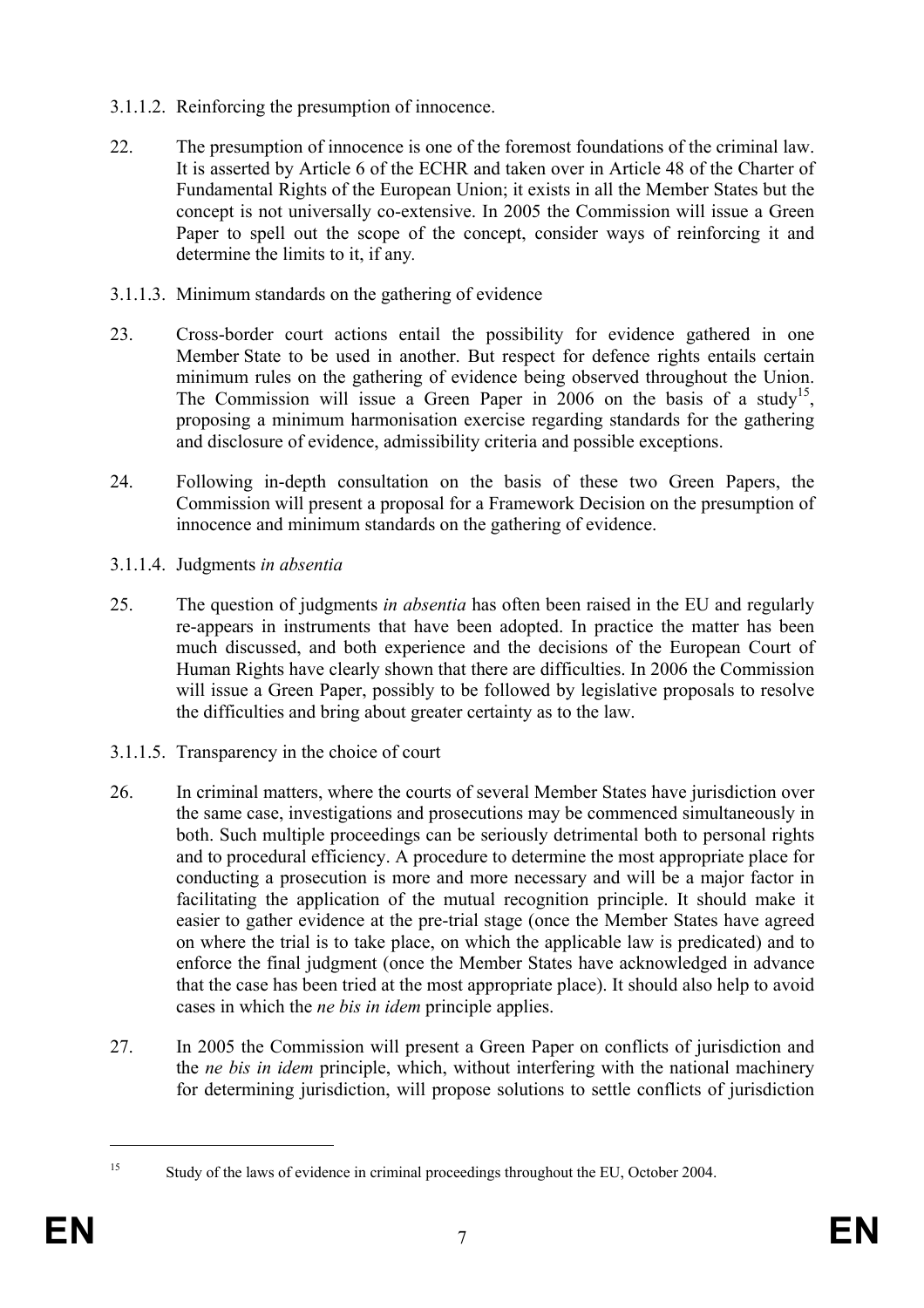3.1.1.2. Reinforcing the presumption of innocence.

22. The presumption of innocence is one of the foremost foundations of the criminal law. It is asserted by Article 6 of the ECHR and taken over in Article 48 of the Charter of Fundamental Rights of the European Union; it exists in all the Member States but the concept is not universally co-extensive. In 2005 the Commission will issue a Green Paper to spell out the scope of the concept, consider ways of reinforcing it and determine the limits to it, if any.

3.1.1.3. Minimum standards on the gathering of evidence

23. Cross-border court actions entail the possibility for evidence gathered in one Member State to be used in another. But respect for defence rights entails certain minimum rules on the gathering of evidence being observed throughout the Union. The Commission will issue a Green Paper in 2006 on the basis of a study[15], proposing a minimum harmonisation exercise regarding standards for the gathering and disclosure of evidence, admissibility criteria and possible exceptions.

24. Following in-depth consultation on the basis of these two Green Papers, the Commission will present a proposal for a Framework Decision on the presumption of innocence and minimum standards on the gathering of evidence.

3.1.1.4. Judgments *in absentia*

25. The question of judgments *in absentia* has often been raised in the EU and regularly re-appears in instruments that have been adopted. In practice the matter has been much discussed, and both experience and the decisions of the European Court of Human Rights have clearly shown that there are difficulties. In 2006 the Commission will issue a Green Paper, possibly to be followed by legislative proposals to resolve the difficulties and bring about greater certainty as to the law.

3.1.1.5. Transparency in the choice of court

26. In criminal matters, where the courts of several Member States have jurisdiction over the same case, investigations and prosecutions may be commenced simultaneously in both. Such multiple proceedings can be seriously detrimental both to personal rights and to procedural efficiency. A procedure to determine the most appropriate place for conducting a prosecution is more and more necessary and will be a major factor in facilitating the application of the mutual recognition principle. It should make it easier to gather evidence at the pre-trial stage (once the Member States have agreed on where the trial is to take place, on which the applicable law is predicated) and to enforce the final judgment (once the Member States have acknowledged in advance that the case has been tried at the most appropriate place). It should also help to avoid cases in which the *ne bis in idem* principle applies.

27. In 2005 the Commission will present a Green Paper on conflicts of jurisdiction and the *ne bis in idem* principle, which, without interfering with the national machinery for determining jurisdiction, will propose solutions to settle conflicts of jurisdiction

---

[15] Study of the laws of evidence in criminal proceedings throughout the EU, October 2004.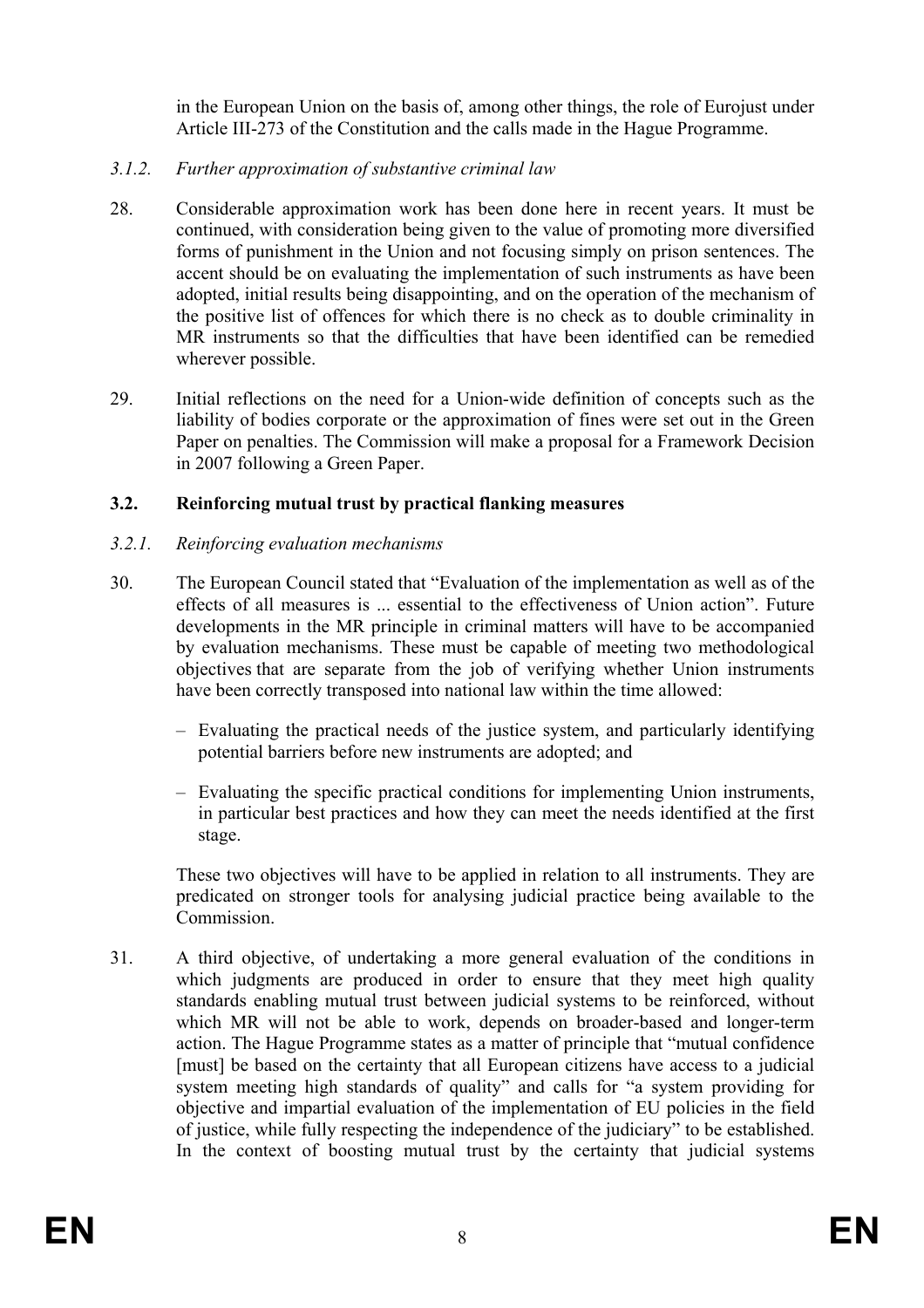in the European Union on the basis of, among other things, the role of Eurojust under Article III-273 of the Constitution and the calls made in the Hague Programme.

#### *3.1.2. Further approximation of substantive criminal law*

28. Considerable approximation work has been done here in recent years. It must be continued, with consideration being given to the value of promoting more diversified forms of punishment in the Union and not focusing simply on prison sentences. The accent should be on evaluating the implementation of such instruments as have been adopted, initial results being disappointing, and on the operation of the mechanism of the positive list of offences for which there is no check as to double criminality in MR instruments so that the difficulties that have been identified can be remedied wherever possible.

29. Initial reflections on the need for a Union-wide definition of concepts such as the liability of bodies corporate or the approximation of fines were set out in the Green Paper on penalties. The Commission will make a proposal for a Framework Decision in 2007 following a Green Paper.

### **3.2. Reinforcing mutual trust by practical flanking measures**

#### *3.2.1. Reinforcing evaluation mechanisms*

30. The European Council stated that "Evaluation of the implementation as well as of the effects of all measures is ... essential to the effectiveness of Union action". Future developments in the MR principle in criminal matters will have to be accompanied by evaluation mechanisms. These must be capable of meeting two methodological objectives that are separate from the job of verifying whether Union instruments have been correctly transposed into national law within the time allowed:

   – Evaluating the practical needs of the justice system, and particularly identifying potential barriers before new instruments are adopted; and

   – Evaluating the specific practical conditions for implementing Union instruments, in particular best practices and how they can meet the needs identified at the first stage.

   These two objectives will have to be applied in relation to all instruments. They are predicated on stronger tools for analysing judicial practice being available to the Commission.

31. A third objective, of undertaking a more general evaluation of the conditions in which judgments are produced in order to ensure that they meet high quality standards enabling mutual trust between judicial systems to be reinforced, without which MR will not be able to work, depends on broader-based and longer-term action. The Hague Programme states as a matter of principle that "mutual confidence [must] be based on the certainty that all European citizens have access to a judicial system meeting high standards of quality" and calls for "a system providing for objective and impartial evaluation of the implementation of EU policies in the field of justice, while fully respecting the independence of the judiciary" to be established. In the context of boosting mutual trust by the certainty that judicial systems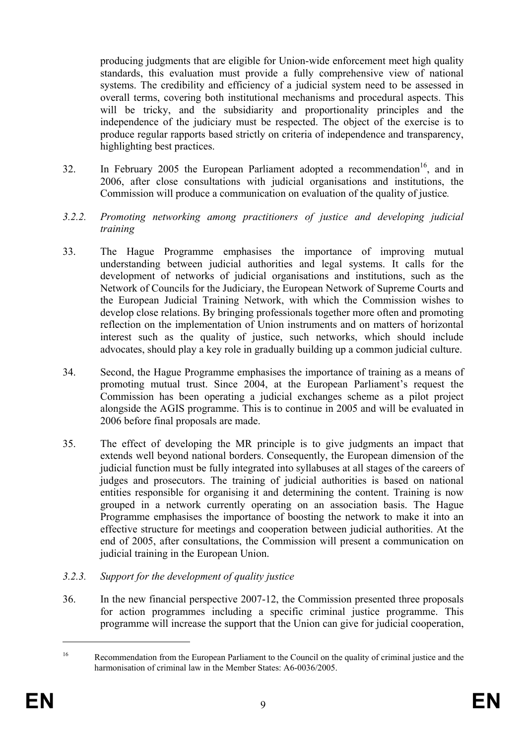producing judgments that are eligible for Union-wide enforcement meet high quality standards, this evaluation must provide a fully comprehensive view of national systems. The credibility and efficiency of a judicial system need to be assessed in overall terms, covering both institutional mechanisms and procedural aspects. This will be tricky, and the subsidiarity and proportionality principles and the independence of the judiciary must be respected. The object of the exercise is to produce regular rapports based strictly on criteria of independence and transparency, highlighting best practices.

32. In February 2005 the European Parliament adopted a recommendation[16], and in 2006, after close consultations with judicial organisations and institutions, the Commission will produce a communication on evaluation of the quality of justice.

*3.2.2. Promoting networking among practitioners of justice and developing judicial training*

33. The Hague Programme emphasises the importance of improving mutual understanding between judicial authorities and legal systems. It calls for the development of networks of judicial organisations and institutions, such as the Network of Councils for the Judiciary, the European Network of Supreme Courts and the European Judicial Training Network, with which the Commission wishes to develop close relations. By bringing professionals together more often and promoting reflection on the implementation of Union instruments and on matters of horizontal interest such as the quality of justice, such networks, which should include advocates, should play a key role in gradually building up a common judicial culture.

34. Second, the Hague Programme emphasises the importance of training as a means of promoting mutual trust. Since 2004, at the European Parliament's request the Commission has been operating a judicial exchanges scheme as a pilot project alongside the AGIS programme. This is to continue in 2005 and will be evaluated in 2006 before final proposals are made.

35. The effect of developing the MR principle is to give judgments an impact that extends well beyond national borders. Consequently, the European dimension of the judicial function must be fully integrated into syllabuses at all stages of the careers of judges and prosecutors. The training of judicial authorities is based on national entities responsible for organising it and determining the content. Training is now grouped in a network currently operating on an association basis. The Hague Programme emphasises the importance of boosting the network to make it into an effective structure for meetings and cooperation between judicial authorities. At the end of 2005, after consultations, the Commission will present a communication on judicial training in the European Union.

*3.2.3. Support for the development of quality justice*

36. In the new financial perspective 2007-12, the Commission presented three proposals for action programmes including a specific criminal justice programme. This programme will increase the support that the Union can give for judicial cooperation,

---

[16] Recommendation from the European Parliament to the Council on the quality of criminal justice and the harmonisation of criminal law in the Member States: A6-0036/2005.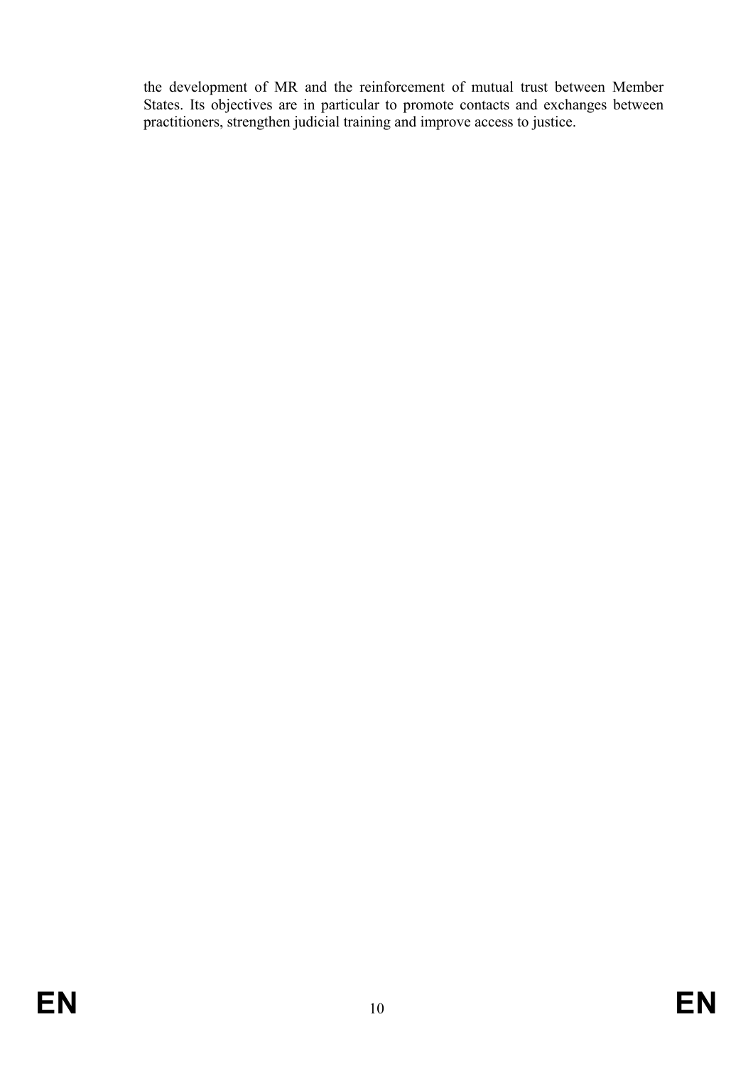the development of MR and the reinforcement of mutual trust between Member States. Its objectives are in particular to promote contacts and exchanges between practitioners, strengthen judicial training and improve access to justice.